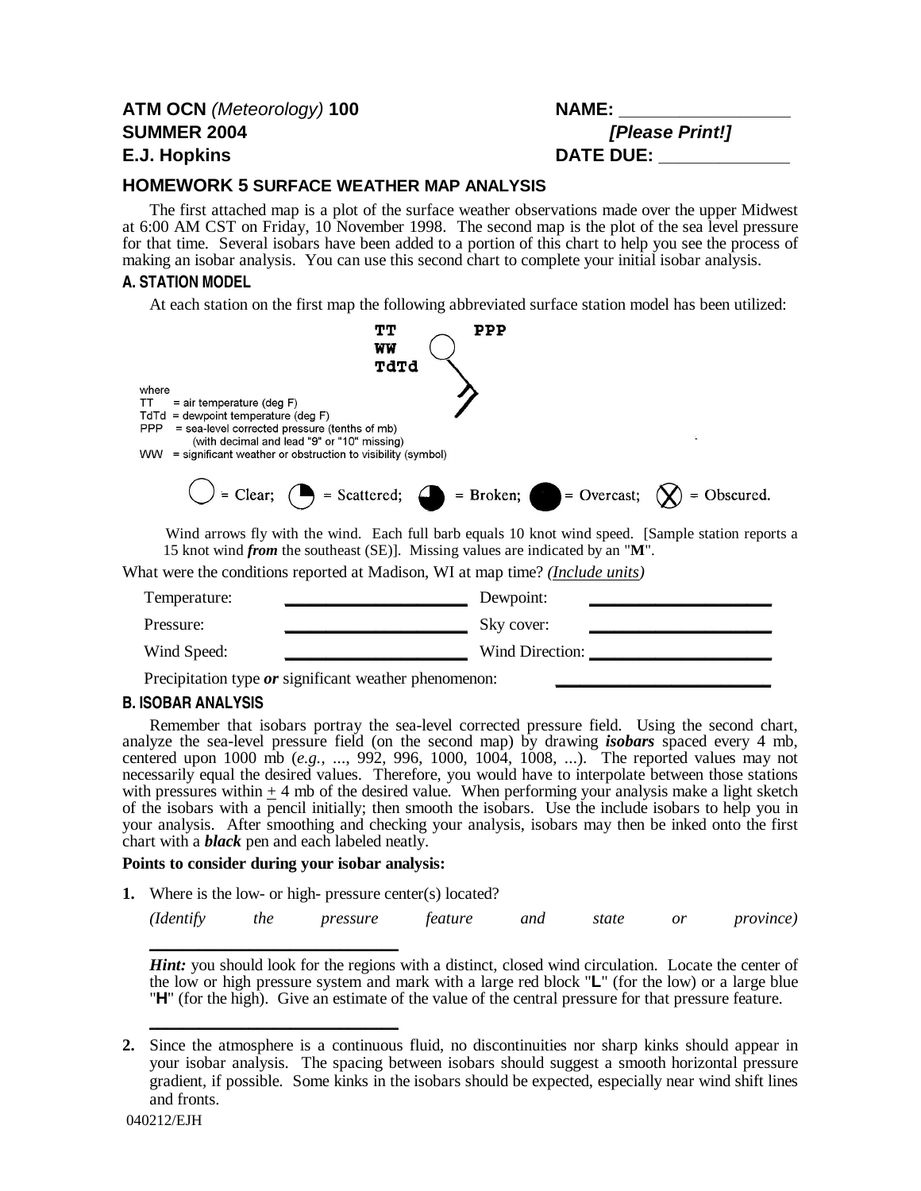**ATM OCN** *(Meteorology)* **100**
**SUMMER 2004**
**E.J. Hopkins**

**NAME:** ________________
***[Please Print!]***
**DATE DUE:** ____________

## HOMEWORK 5 SURFACE WEATHER MAP ANALYSIS

The first attached map is a plot of the surface weather observations made over the upper Midwest at 6:00 AM CST on Friday, 10 November 1998. The second map is the plot of the sea level pressure for that time. Several isobars have been added to a portion of this chart to help you see the process of making an isobar analysis. You can use this second chart to complete your initial isobar analysis.

### A. STATION MODEL

At each station on the first map the following abbreviated surface station model has been utilized:

```
TT        PPP
WW
TdTd
```

where
TT = air temperature (deg F)
TdTd = dewpoint temperature (deg F)
PPP = sea-level corrected pressure (tenths of mb)
(with decimal and lead "9" or "10" missing)
WW = significant weather or obstruction to visibility (symbol)

= Clear; = Scattered; = Broken; = Overcast; = Obscured.

Wind arrows fly with the wind. Each full barb equals 10 knot wind speed. [Sample station reports a 15 knot wind ***from*** the southeast (SE)]. Missing values are indicated by an "**M**".

What were the conditions reported at Madison, WI at map time? *(Include units)*

| | | | |
|---|---|---|---|
| Temperature: | ____________ | Dewpoint: | ____________ |
| Pressure: | ____________ | Sky cover: | ____________ |
| Wind Speed: | ____________ | Wind Direction: | ____________ |

Precipitation type ***or*** significant weather phenomenon: ____________

### B. ISOBAR ANALYSIS

Remember that isobars portray the sea-level corrected pressure field. Using the second chart, analyze the sea-level pressure field (on the second map) by drawing ***isobars*** spaced every 4 mb, centered upon 1000 mb (*e.g.*, ..., 992, 996, 1000, 1004, 1008, ...). The reported values may not necessarily equal the desired values. Therefore, you would have to interpolate between those stations with pressures within ± 4 mb of the desired value. When performing your analysis make a light sketch of the isobars with a pencil initially; then smooth the isobars. Use the include isobars to help you in your analysis. After smoothing and checking your analysis, isobars may then be inked onto the first chart with a ***black*** pen and each labeled neatly.

**Points to consider during your isobar analysis:**

1. Where is the low- or high- pressure center(s) located?
   *(Identify the pressure feature and state or province)*

   ____________________

   ***Hint:*** you should look for the regions with a distinct, closed wind circulation. Locate the center of the low or high pressure system and mark with a large red block "**L**" (for the low) or a large blue "**H**" (for the high). Give an estimate of the value of the central pressure for that pressure feature.

   ____________________

2. Since the atmosphere is a continuous fluid, no discontinuities nor sharp kinks should appear in your isobar analysis. The spacing between isobars should suggest a smooth horizontal pressure gradient, if possible. Some kinks in the isobars should be expected, especially near wind shift lines and fronts.

040212/EJH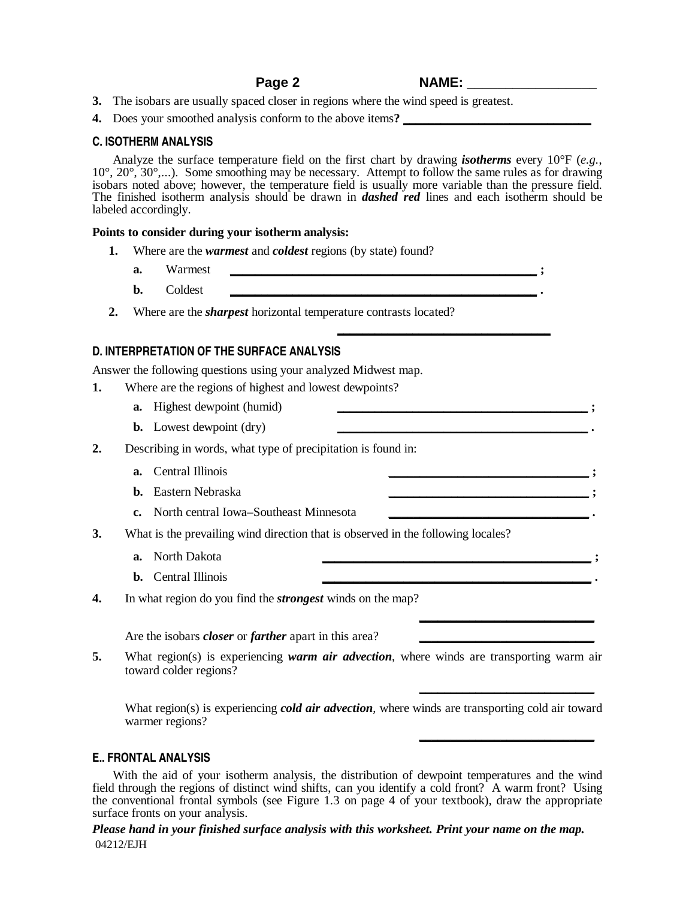**NAME:** ___________________

3. The isobars are usually spaced closer in regions where the wind speed is greatest.
4. Does your smoothed analysis conform to the above items**?** ______________________________

### C. ISOTHERM ANALYSIS

Analyze the surface temperature field on the first chart by drawing ***isotherms*** every 10°F (*e.g.*, 10°, 20°, 30°,...). Some smoothing may be necessary. Attempt to follow the same rules as for drawing isobars noted above; however, the temperature field is usually more variable than the pressure field. The finished isotherm analysis should be drawn in ***dashed red*** lines and each isotherm should be labeled accordingly.

**Points to consider during your isotherm analysis:**

1. Where are the ***warmest*** and ***coldest*** regions (by state) found?
   - **a.** Warmest ________________________________________________ ;
   - **b.** Coldest ________________________________________________ .
2. Where are the ***sharpest*** horizontal temperature contrasts located?

   ________________________________

### D. INTERPRETATION OF THE SURFACE ANALYSIS

Answer the following questions using your analyzed Midwest map.

1. Where are the regions of highest and lowest dewpoints?
   - **a.** Highest dewpoint (humid) ________________________________________ ;
   - **b.** Lowest dewpoint (dry) ________________________________________ .
2. Describing in words, what type of precipitation is found in:
   - **a.** Central Illinois ________________________________ ;
   - **b.** Eastern Nebraska ________________________________ ;
   - **c.** North central Iowa–Southeast Minnesota ________________________________ .
3. What is the prevailing wind direction that is observed in the following locales?
   - **a.** North Dakota ________________________________________ ;
   - **b.** Central Illinois ________________________________________ .
4. In what region do you find the ***strongest*** winds on the map?

   ___________________________

   Are the isobars ***closer*** or ***farther*** apart in this area? ___________________________
5. What region(s) is experiencing ***warm air advection***, where winds are transporting warm air toward colder regions?

   ___________________________

   What region(s) is experiencing ***cold air advection***, where winds are transporting cold air toward warmer regions?

   ___________________________

### E.. FRONTAL ANALYSIS

With the aid of your isotherm analysis, the distribution of dewpoint temperatures and the wind field through the regions of distinct wind shifts, can you identify a cold front? A warm front? Using the conventional frontal symbols (see Figure 1.3 on page 4 of your textbook), draw the appropriate surface fronts on your analysis.

***Please hand in your finished surface analysis with this worksheet. Print your name on the map.***

04212/EJH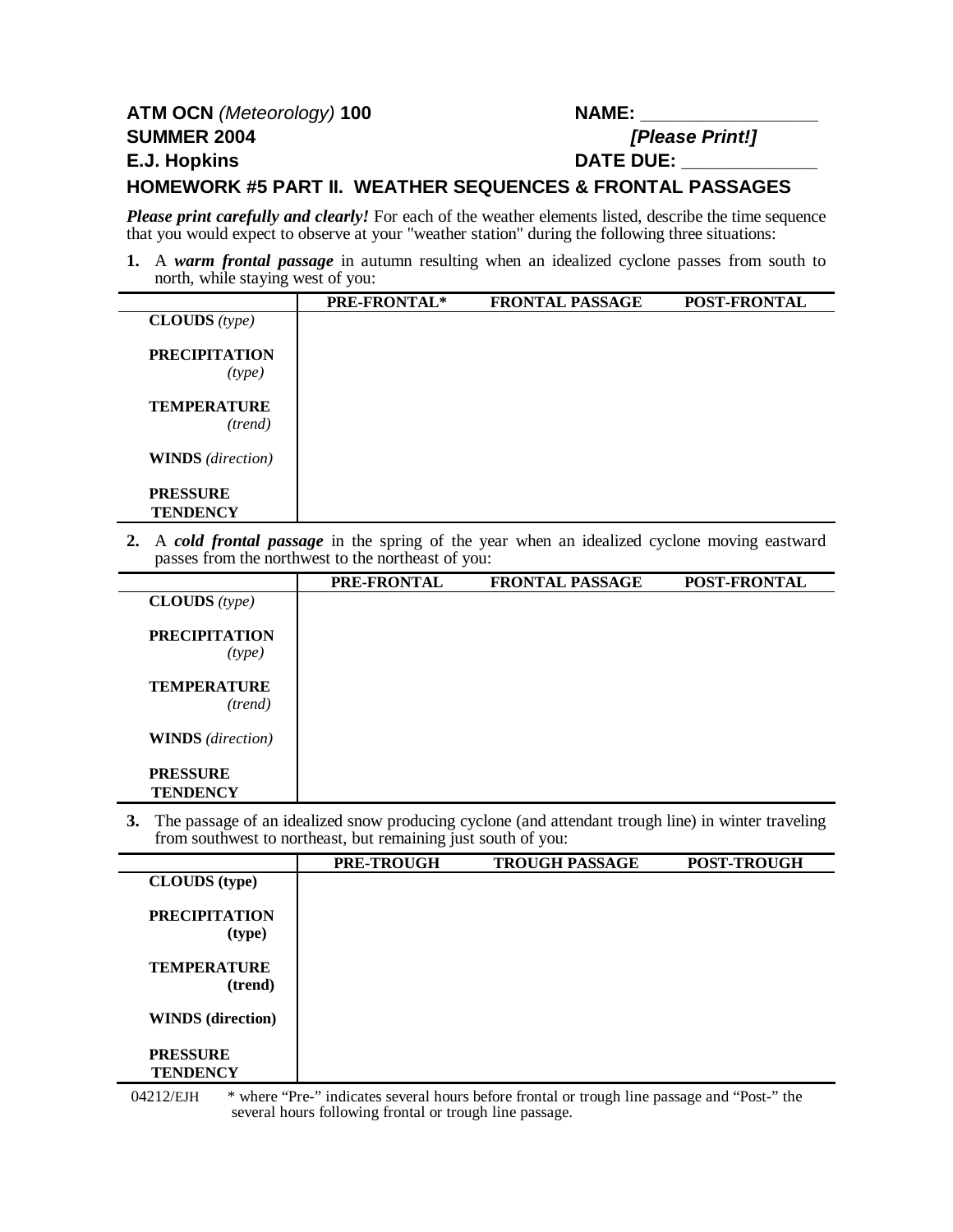**ATM OCN** *(Meteorology)* **100**
**SUMMER 2004**
**E.J. Hopkins**

**NAME: ________________**
***[Please Print!]***
**DATE DUE: ____________**

## HOMEWORK #5 PART II. WEATHER SEQUENCES & FRONTAL PASSAGES

***Please print carefully and clearly!*** For each of the weather elements listed, describe the time sequence that you would expect to observe at your "weather station" during the following three situations:

**1.** A ***warm frontal passage*** in autumn resulting when an idealized cyclone passes from south to north, while staying west of you:

| | PRE-FRONTAL* | FRONTAL PASSAGE | POST-FRONTAL |
|---|---|---|---|
| **CLOUDS** *(type)* | | | |
| **PRECIPITATION** *(type)* | | | |
| **TEMPERATURE** *(trend)* | | | |
| **WINDS** *(direction)* | | | |
| **PRESSURE TENDENCY** | | | |

**2.** A ***cold frontal passage*** in the spring of the year when an idealized cyclone moving eastward passes from the northwest to the northeast of you:

| | PRE-FRONTAL | FRONTAL PASSAGE | POST-FRONTAL |
|---|---|---|---|
| **CLOUDS** *(type)* | | | |
| **PRECIPITATION** *(type)* | | | |
| **TEMPERATURE** *(trend)* | | | |
| **WINDS** *(direction)* | | | |
| **PRESSURE TENDENCY** | | | |

**3.** The passage of an idealized snow producing cyclone (and attendant trough line) in winter traveling from southwest to northeast, but remaining just south of you:

| | PRE-TROUGH | TROUGH PASSAGE | POST-TROUGH |
|---|---|---|---|
| **CLOUDS (type)** | | | |
| **PRECIPITATION (type)** | | | |
| **TEMPERATURE (trend)** | | | |
| **WINDS (direction)** | | | |
| **PRESSURE TENDENCY** | | | |

04212/EJH * where "Pre-" indicates several hours before frontal or trough line passage and "Post-" the several hours following frontal or trough line passage.